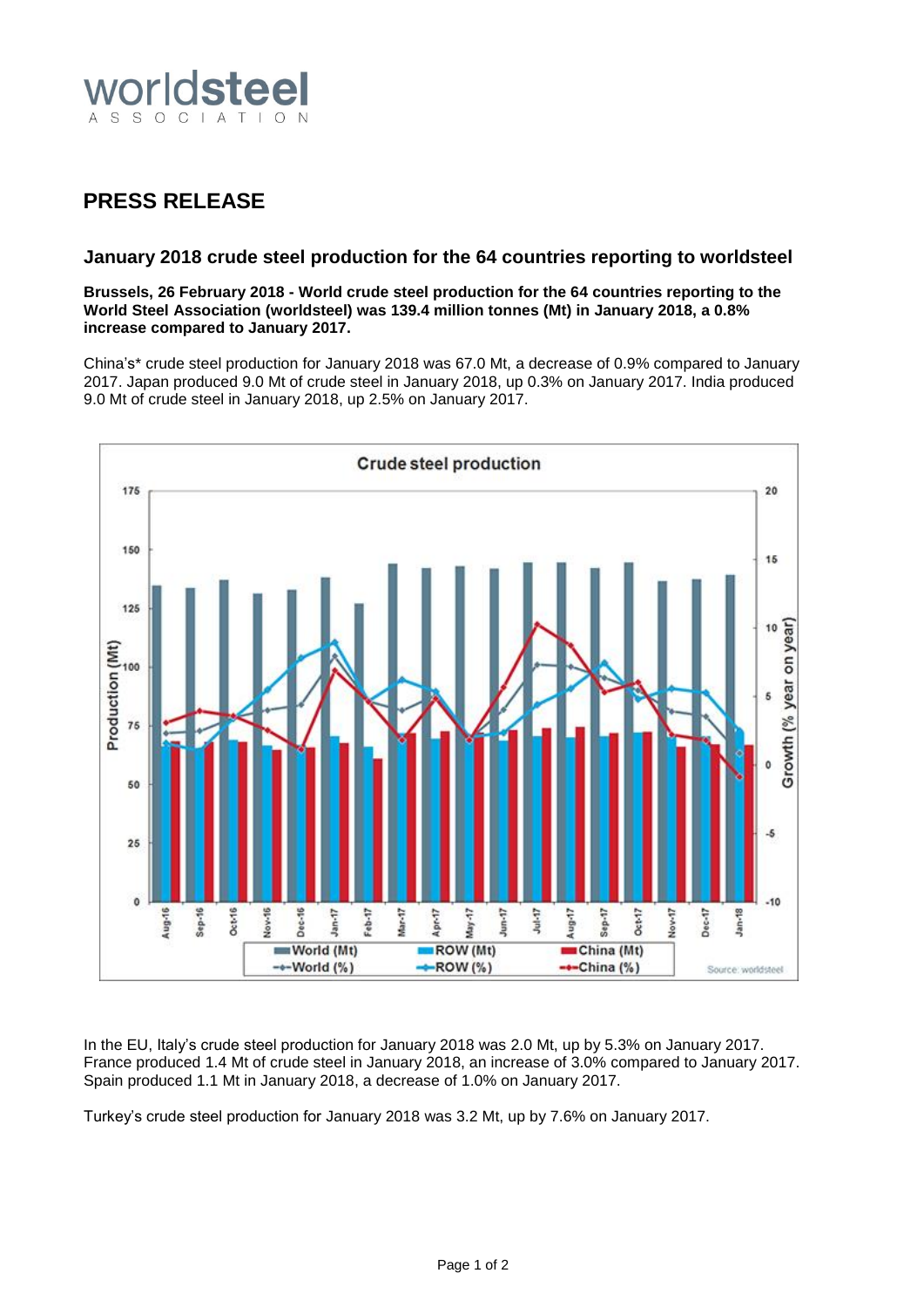worldsteel ASSOCIATION

# PRESS RELEASE

## January 2018 crude steel production for the 64 countries reporting to worldsteel

**Brussels, 26 February 2018 - World crude steel production for the 64 countries reporting to the World Steel Association (worldsteel) was 139.4 million tonnes (Mt) in January 2018, a 0.8% increase compared to January 2017.**

China's* crude steel production for January 2018 was 67.0 Mt, a decrease of 0.9% compared to January 2017. Japan produced 9.0 Mt of crude steel in January 2018, up 0.3% on January 2017. India produced 9.0 Mt of crude steel in January 2018, up 2.5% on January 2017.

In the EU, Italy's crude steel production for January 2018 was 2.0 Mt, up by 5.3% on January 2017. France produced 1.4 Mt of crude steel in January 2018, an increase of 3.0% compared to January 2017. Spain produced 1.1 Mt in January 2018, a decrease of 1.0% on January 2017.

Turkey's crude steel production for January 2018 was 3.2 Mt, up by 7.6% on January 2017.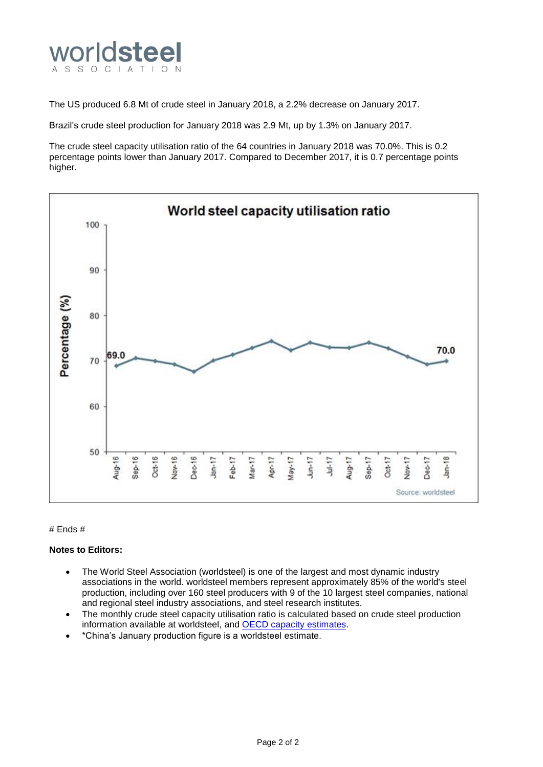The US produced 6.8 Mt of crude steel in January 2018, a 2.2% decrease on January 2017.

Brazil's crude steel production for January 2018 was 2.9 Mt, up by 1.3% on January 2017.

The crude steel capacity utilisation ratio of the 64 countries in January 2018 was 70.0%. This is 0.2 percentage points lower than January 2017. Compared to December 2017, it is 0.7 percentage points higher.

World steel capacity utilisation ratio

Percentage (%)

100
90
80
70
60
50

69.0
70.0

Aug-16 Sep-16 Oct-16 Nov-16 Dec-16 Jan-17 Feb-17 Mar-17 Apr-17 May-17 Jun-17 Jul-17 Aug-17 Sep-17 Oct-17 Nov-17 Dec-17 Jan-18

Source: worldsteel

# Ends #

**Notes to Editors:**

- The World Steel Association (worldsteel) is one of the largest and most dynamic industry associations in the world. worldsteel members represent approximately 85% of the world's steel production, including over 160 steel producers with 9 of the 10 largest steel companies, national and regional steel industry associations, and steel research institutes.
- The monthly crude steel capacity utilisation ratio is calculated based on crude steel production information available at worldsteel, and OECD capacity estimates.
- *China's January production figure is a worldsteel estimate.